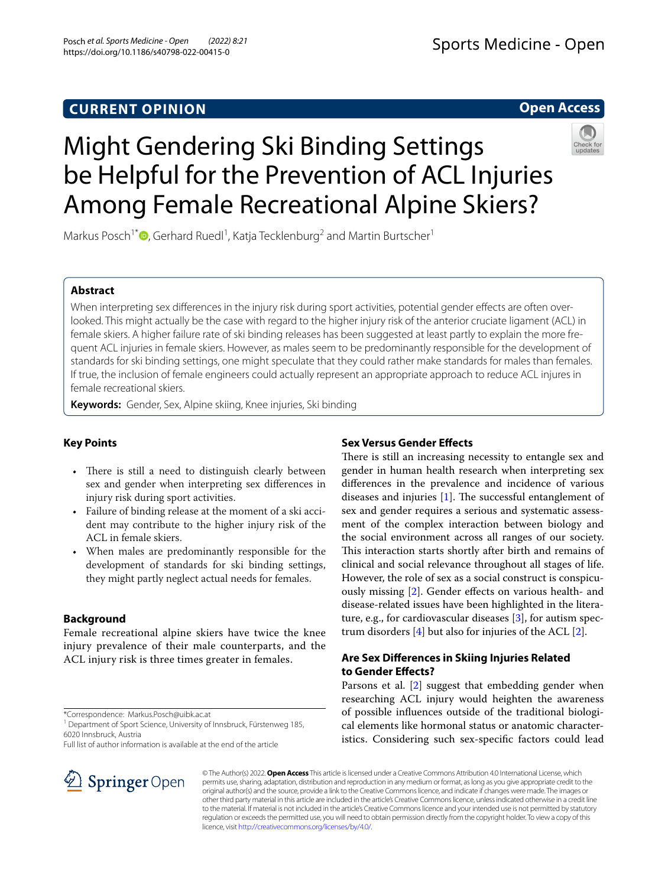CURRENT OPINION

Open Access

# Might Gendering Ski Binding Settings be Helpful for the Prevention of ACL Injuries Among Female Recreational Alpine Skiers?

Markus Posch[1*], Gerhard Ruedl[1], Katja Tecklenburg[2] and Martin Burtscher[1]

## Abstract

When interpreting sex differences in the injury risk during sport activities, potential gender effects are often overlooked. This might actually be the case with regard to the higher injury risk of the anterior cruciate ligament (ACL) in female skiers. A higher failure rate of ski binding releases has been suggested at least partly to explain the more frequent ACL injuries in female skiers. However, as males seem to be predominantly responsible for the development of standards for ski binding settings, one might speculate that they could rather make standards for males than females. If true, the inclusion of female engineers could actually represent an appropriate approach to reduce ACL injures in female recreational skiers.

**Keywords:** Gender, Sex, Alpine skiing, Knee injuries, Ski binding

## Key Points

- There is still a need to distinguish clearly between sex and gender when interpreting sex differences in injury risk during sport activities.
- Failure of binding release at the moment of a ski accident may contribute to the higher injury risk of the ACL in female skiers.
- When males are predominantly responsible for the development of standards for ski binding settings, they might partly neglect actual needs for females.

## Background

Female recreational alpine skiers have twice the knee injury prevalence of their male counterparts, and the ACL injury risk is three times greater in females.

## Sex Versus Gender Effects

There is still an increasing necessity to entangle sex and gender in human health research when interpreting sex differences in the prevalence and incidence of various diseases and injuries [1]. The successful entanglement of sex and gender requires a serious and systematic assessment of the complex interaction between biology and the social environment across all ranges of our society. This interaction starts shortly after birth and remains of clinical and social relevance throughout all stages of life. However, the role of sex as a social construct is conspicuously missing [2]. Gender effects on various health- and disease-related issues have been highlighted in the literature, e.g., for cardiovascular diseases [3], for autism spectrum disorders [4] but also for injuries of the ACL [2].

## Are Sex Differences in Skiing Injuries Related to Gender Effects?

Parsons et al. [2] suggest that embedding gender when researching ACL injury would heighten the awareness of possible influences outside of the traditional biological elements like hormonal status or anatomic characteristics. Considering such sex-specific factors could lead

*Correspondence: Markus.Posch@uibk.ac.at
[1] Department of Sport Science, University of Innsbruck, Fürstenweg 185, 6020 Innsbruck, Austria
Full list of author information is available at the end of the article

© The Author(s) 2022. **Open Access** This article is licensed under a Creative Commons Attribution 4.0 International License, which permits use, sharing, adaptation, distribution and reproduction in any medium or format, as long as you give appropriate credit to the original author(s) and the source, provide a link to the Creative Commons licence, and indicate if changes were made. The images or other third party material in this article are included in the article's Creative Commons licence, unless indicated otherwise in a credit line to the material. If material is not included in the article's Creative Commons licence and your intended use is not permitted by statutory regulation or exceeds the permitted use, you will need to obtain permission directly from the copyright holder. To view a copy of this licence, visit http://creativecommons.org/licenses/by/4.0/.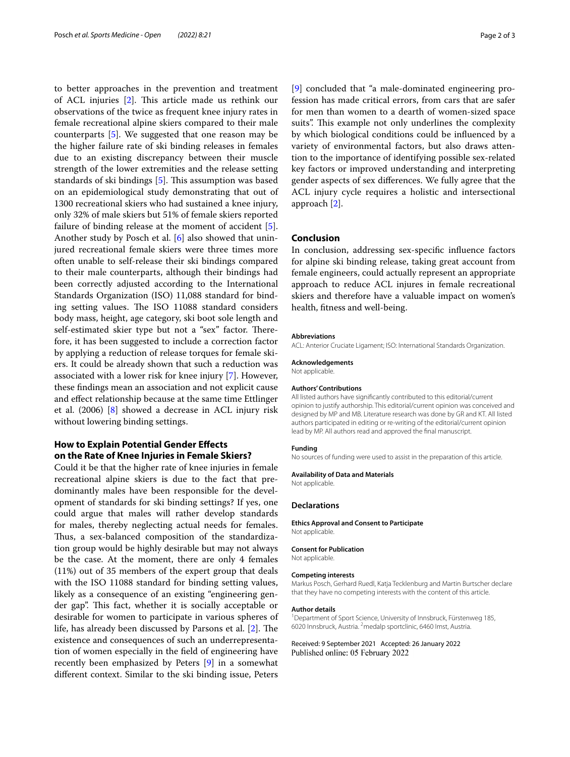to better approaches in the prevention and treatment of ACL injuries [2]. This article made us rethink our observations of the twice as frequent knee injury rates in female recreational alpine skiers compared to their male counterparts [5]. We suggested that one reason may be the higher failure rate of ski binding releases in females due to an existing discrepancy between their muscle strength of the lower extremities and the release setting standards of ski bindings [5]. This assumption was based on an epidemiological study demonstrating that out of 1300 recreational skiers who had sustained a knee injury, only 32% of male skiers but 51% of female skiers reported failure of binding release at the moment of accident [5]. Another study by Posch et al. [6] also showed that uninjured recreational female skiers were three times more often unable to self-release their ski bindings compared to their male counterparts, although their bindings had been correctly adjusted according to the International Standards Organization (ISO) 11,088 standard for binding setting values. The ISO 11088 standard considers body mass, height, age category, ski boot sole length and self-estimated skier type but not a "sex" factor. Therefore, it has been suggested to include a correction factor by applying a reduction of release torques for female skiers. It could be already shown that such a reduction was associated with a lower risk for knee injury [7]. However, these findings mean an association and not explicit cause and effect relationship because at the same time Ettlinger et al. (2006) [8] showed a decrease in ACL injury risk without lowering binding settings.

## How to Explain Potential Gender Effects on the Rate of Knee Injuries in Female Skiers?

Could it be that the higher rate of knee injuries in female recreational alpine skiers is due to the fact that predominantly males have been responsible for the development of standards for ski binding settings? If yes, one could argue that males will rather develop standards for males, thereby neglecting actual needs for females. Thus, a sex-balanced composition of the standardization group would be highly desirable but may not always be the case. At the moment, there are only 4 females (11%) out of 35 members of the expert group that deals with the ISO 11088 standard for binding setting values, likely as a consequence of an existing "engineering gender gap". This fact, whether it is socially acceptable or desirable for women to participate in various spheres of life, has already been discussed by Parsons et al. [2]. The existence and consequences of such an underrepresentation of women especially in the field of engineering have recently been emphasized by Peters [9] in a somewhat different context. Similar to the ski binding issue, Peters [9] concluded that "a male-dominated engineering profession has made critical errors, from cars that are safer for men than women to a dearth of women-sized space suits". This example not only underlines the complexity by which biological conditions could be influenced by a variety of environmental factors, but also draws attention to the importance of identifying possible sex-related key factors or improved understanding and interpreting gender aspects of sex differences. We fully agree that the ACL injury cycle requires a holistic and intersectional approach [2].

## Conclusion

In conclusion, addressing sex-specific influence factors for alpine ski binding release, taking great account from female engineers, could actually represent an appropriate approach to reduce ACL injures in female recreational skiers and therefore have a valuable impact on women's health, fitness and well-being.

**Abbreviations**

ACL: Anterior Cruciate Ligament; ISO: International Standards Organization.

**Acknowledgements**

Not applicable.

**Authors' Contributions**

All listed authors have significantly contributed to this editorial/current opinion to justify authorship. This editorial/current opinion was conceived and designed by MP and MB. Literature research was done by GR and KT. All listed authors participated in editing or re-writing of the editorial/current opinion lead by MP. All authors read and approved the final manuscript.

**Funding**

No sources of funding were used to assist in the preparation of this article.

**Availability of Data and Materials**

Not applicable.

## Declarations

**Ethics Approval and Consent to Participate**

Not applicable.

**Consent for Publication**

Not applicable.

**Competing interests**

Markus Posch, Gerhard Ruedl, Katja Tecklenburg and Martin Burtscher declare that they have no competing interests with the content of this article.

**Author details**

[1]Department of Sport Science, University of Innsbruck, Fürstenweg 185, 6020 Innsbruck, Austria. [2]medalp sportclinic, 6460 Imst, Austria.

Received: 9 September 2021 Accepted: 26 January 2022
Published online: 05 February 2022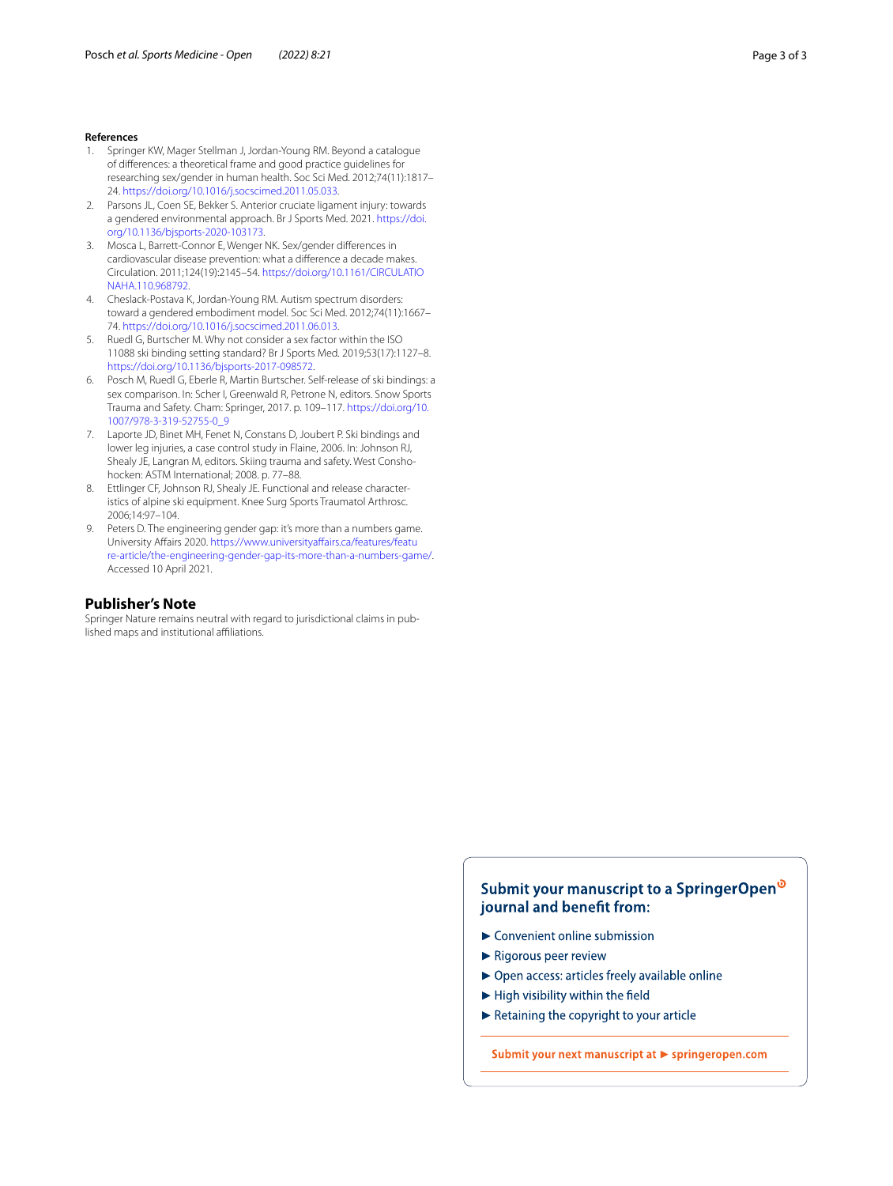**References**

1. Springer KW, Mager Stellman J, Jordan-Young RM. Beyond a catalogue of differences: a theoretical frame and good practice guidelines for researching sex/gender in human health. Soc Sci Med. 2012;74(11):1817–24. https://doi.org/10.1016/j.socscimed.2011.05.033.
2. Parsons JL, Coen SE, Bekker S. Anterior cruciate ligament injury: towards a gendered environmental approach. Br J Sports Med. 2021. https://doi.org/10.1136/bjsports-2020-103173.
3. Mosca L, Barrett-Connor E, Wenger NK. Sex/gender differences in cardiovascular disease prevention: what a difference a decade makes. Circulation. 2011;124(19):2145–54. https://doi.org/10.1161/CIRCULATIONAHA.110.968792.
4. Cheslack-Postava K, Jordan-Young RM. Autism spectrum disorders: toward a gendered embodiment model. Soc Sci Med. 2012;74(11):1667–74. https://doi.org/10.1016/j.socscimed.2011.06.013.
5. Ruedl G, Burtscher M. Why not consider a sex factor within the ISO 11088 ski binding setting standard? Br J Sports Med. 2019;53(17):1127–8. https://doi.org/10.1136/bjsports-2017-098572.
6. Posch M, Ruedl G, Eberle R, Martin Burtscher. Self-release of ski bindings: a sex comparison. In: Scher I, Greenwald R, Petrone N, editors. Snow Sports Trauma and Safety. Cham: Springer, 2017. p. 109–117. https://doi.org/10.1007/978-3-319-52755-0_9
7. Laporte JD, Binet MH, Fenet N, Constans D, Joubert P. Ski bindings and lower leg injuries, a case control study in Flaine, 2006. In: Johnson RJ, Shealy JE, Langran M, editors. Skiing trauma and safety. West Conshohocken: ASTM International; 2008. p. 77–88.
8. Ettlinger CF, Johnson RJ, Shealy JE. Functional and release characteristics of alpine ski equipment. Knee Surg Sports Traumatol Arthrosc. 2006;14:97–104.
9. Peters D. The engineering gender gap: it's more than a numbers game. University Affairs 2020. https://www.universityaffairs.ca/features/feature-article/the-engineering-gender-gap-its-more-than-a-numbers-game/. Accessed 10 April 2021.

## Publisher's Note

Springer Nature remains neutral with regard to jurisdictional claims in published maps and institutional affiliations.

**Submit your manuscript to a SpringerOpen journal and benefit from:**

- ► Convenient online submission
- ► Rigorous peer review
- ► Open access: articles freely available online
- ► High visibility within the field
- ► Retaining the copyright to your article

**Submit your next manuscript at ► springeropen.com**